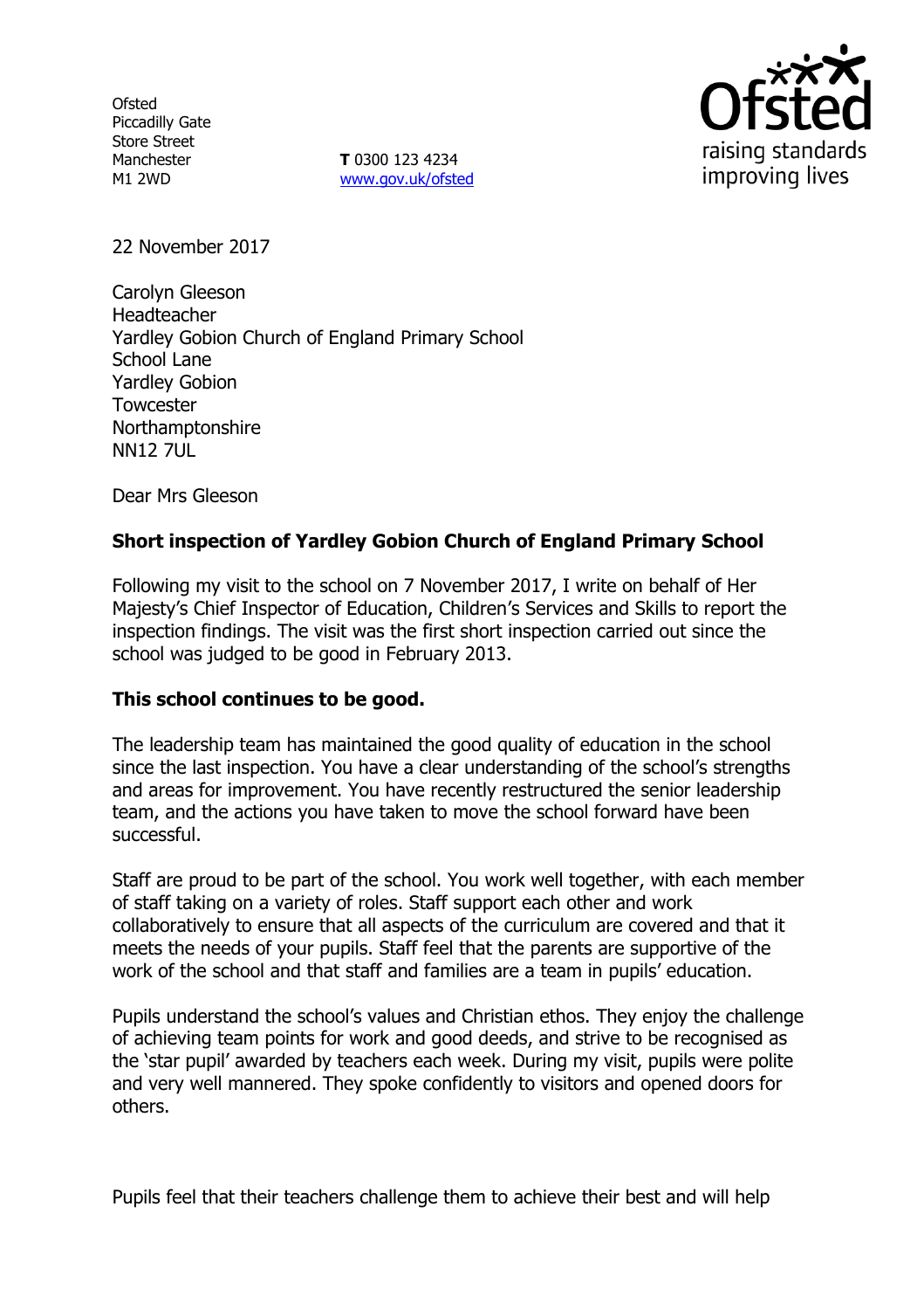Ofsted
Piccadilly Gate
Store Street
Manchester
M1 2WD

**T** 0300 123 4234
www.gov.uk/ofsted

raising standards
improving lives

22 November 2017

Carolyn Gleeson
Headteacher
Yardley Gobion Church of England Primary School
School Lane
Yardley Gobion
Towcester
Northamptonshire
NN12 7UL

Dear Mrs Gleeson

**Short inspection of Yardley Gobion Church of England Primary School**

Following my visit to the school on 7 November 2017, I write on behalf of Her Majesty's Chief Inspector of Education, Children's Services and Skills to report the inspection findings. The visit was the first short inspection carried out since the school was judged to be good in February 2013.

**This school continues to be good.**

The leadership team has maintained the good quality of education in the school since the last inspection. You have a clear understanding of the school's strengths and areas for improvement. You have recently restructured the senior leadership team, and the actions you have taken to move the school forward have been successful.

Staff are proud to be part of the school. You work well together, with each member of staff taking on a variety of roles. Staff support each other and work collaboratively to ensure that all aspects of the curriculum are covered and that it meets the needs of your pupils. Staff feel that the parents are supportive of the work of the school and that staff and families are a team in pupils' education.

Pupils understand the school's values and Christian ethos. They enjoy the challenge of achieving team points for work and good deeds, and strive to be recognised as the 'star pupil' awarded by teachers each week. During my visit, pupils were polite and very well mannered. They spoke confidently to visitors and opened doors for others.

Pupils feel that their teachers challenge them to achieve their best and will help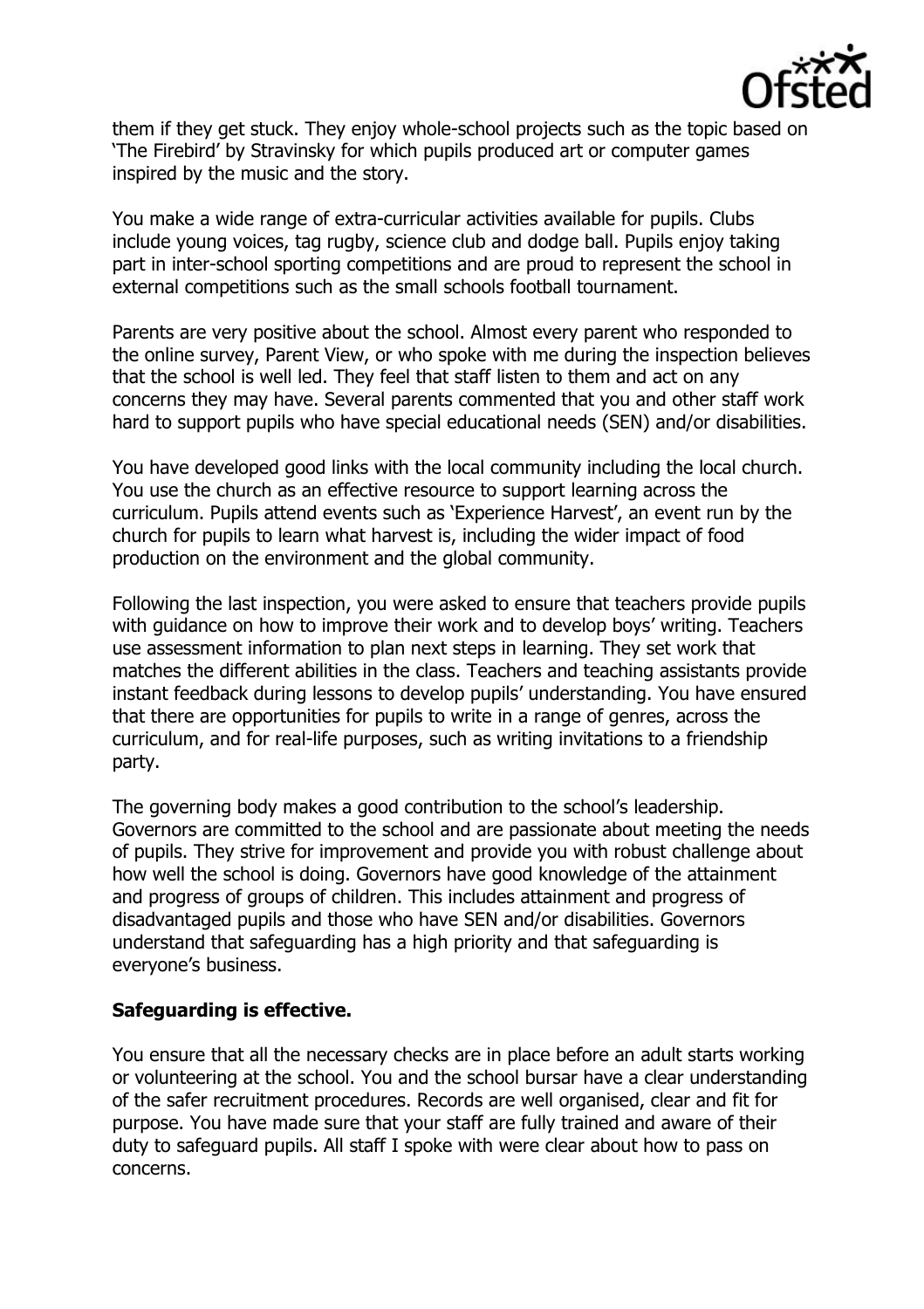them if they get stuck. They enjoy whole-school projects such as the topic based on 'The Firebird' by Stravinsky for which pupils produced art or computer games inspired by the music and the story.

You make a wide range of extra-curricular activities available for pupils. Clubs include young voices, tag rugby, science club and dodge ball. Pupils enjoy taking part in inter-school sporting competitions and are proud to represent the school in external competitions such as the small schools football tournament.

Parents are very positive about the school. Almost every parent who responded to the online survey, Parent View, or who spoke with me during the inspection believes that the school is well led. They feel that staff listen to them and act on any concerns they may have. Several parents commented that you and other staff work hard to support pupils who have special educational needs (SEN) and/or disabilities.

You have developed good links with the local community including the local church. You use the church as an effective resource to support learning across the curriculum. Pupils attend events such as 'Experience Harvest', an event run by the church for pupils to learn what harvest is, including the wider impact of food production on the environment and the global community.

Following the last inspection, you were asked to ensure that teachers provide pupils with guidance on how to improve their work and to develop boys' writing. Teachers use assessment information to plan next steps in learning. They set work that matches the different abilities in the class. Teachers and teaching assistants provide instant feedback during lessons to develop pupils' understanding. You have ensured that there are opportunities for pupils to write in a range of genres, across the curriculum, and for real-life purposes, such as writing invitations to a friendship party.

The governing body makes a good contribution to the school's leadership. Governors are committed to the school and are passionate about meeting the needs of pupils. They strive for improvement and provide you with robust challenge about how well the school is doing. Governors have good knowledge of the attainment and progress of groups of children. This includes attainment and progress of disadvantaged pupils and those who have SEN and/or disabilities. Governors understand that safeguarding has a high priority and that safeguarding is everyone's business.

**Safeguarding is effective.**

You ensure that all the necessary checks are in place before an adult starts working or volunteering at the school. You and the school bursar have a clear understanding of the safer recruitment procedures. Records are well organised, clear and fit for purpose. You have made sure that your staff are fully trained and aware of their duty to safeguard pupils. All staff I spoke with were clear about how to pass on concerns.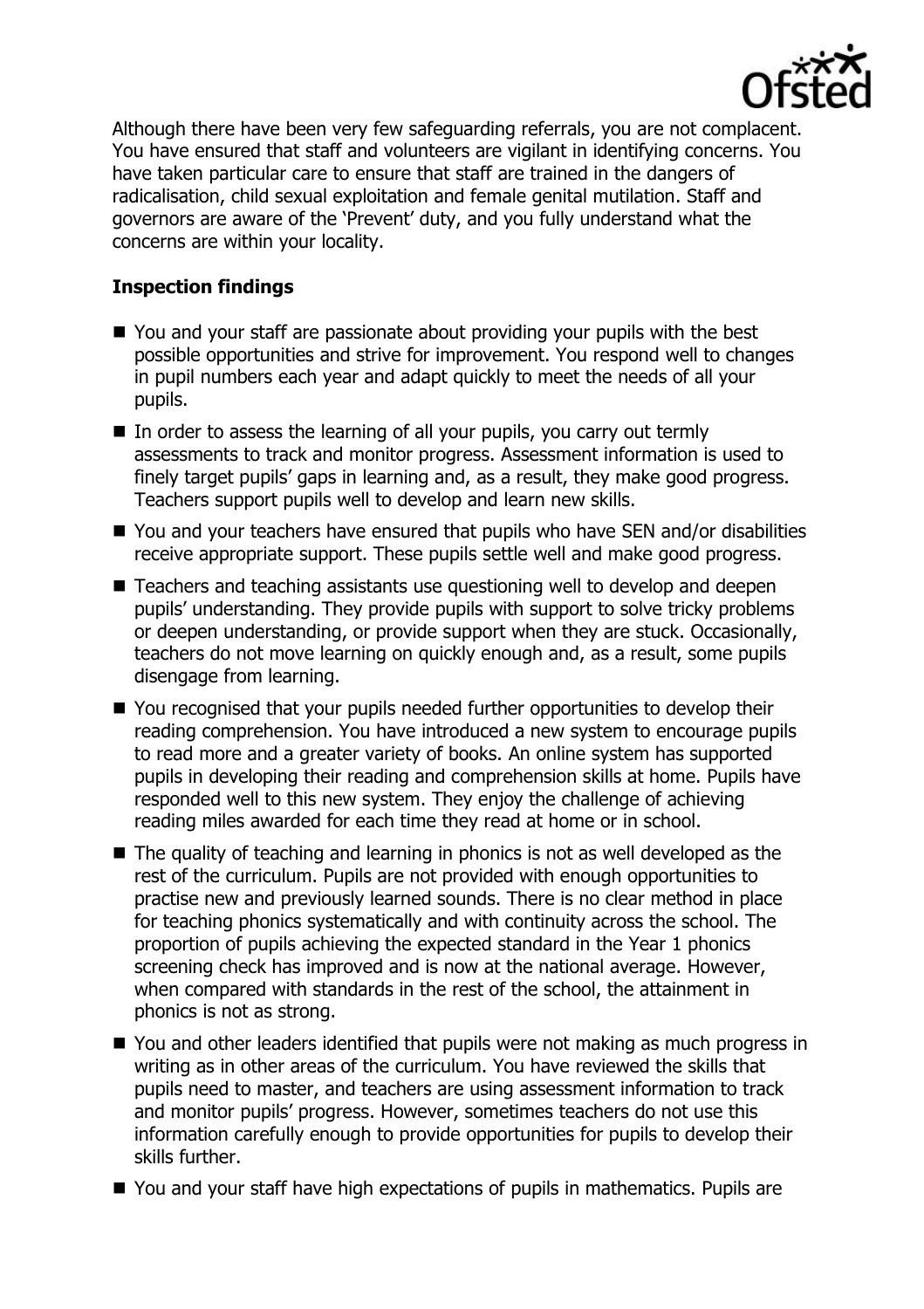Although there have been very few safeguarding referrals, you are not complacent. You have ensured that staff and volunteers are vigilant in identifying concerns. You have taken particular care to ensure that staff are trained in the dangers of radicalisation, child sexual exploitation and female genital mutilation. Staff and governors are aware of the 'Prevent' duty, and you fully understand what the concerns are within your locality.

## Inspection findings

- You and your staff are passionate about providing your pupils with the best possible opportunities and strive for improvement. You respond well to changes in pupil numbers each year and adapt quickly to meet the needs of all your pupils.
- In order to assess the learning of all your pupils, you carry out termly assessments to track and monitor progress. Assessment information is used to finely target pupils' gaps in learning and, as a result, they make good progress. Teachers support pupils well to develop and learn new skills.
- You and your teachers have ensured that pupils who have SEN and/or disabilities receive appropriate support. These pupils settle well and make good progress.
- Teachers and teaching assistants use questioning well to develop and deepen pupils' understanding. They provide pupils with support to solve tricky problems or deepen understanding, or provide support when they are stuck. Occasionally, teachers do not move learning on quickly enough and, as a result, some pupils disengage from learning.
- You recognised that your pupils needed further opportunities to develop their reading comprehension. You have introduced a new system to encourage pupils to read more and a greater variety of books. An online system has supported pupils in developing their reading and comprehension skills at home. Pupils have responded well to this new system. They enjoy the challenge of achieving reading miles awarded for each time they read at home or in school.
- The quality of teaching and learning in phonics is not as well developed as the rest of the curriculum. Pupils are not provided with enough opportunities to practise new and previously learned sounds. There is no clear method in place for teaching phonics systematically and with continuity across the school. The proportion of pupils achieving the expected standard in the Year 1 phonics screening check has improved and is now at the national average. However, when compared with standards in the rest of the school, the attainment in phonics is not as strong.
- You and other leaders identified that pupils were not making as much progress in writing as in other areas of the curriculum. You have reviewed the skills that pupils need to master, and teachers are using assessment information to track and monitor pupils' progress. However, sometimes teachers do not use this information carefully enough to provide opportunities for pupils to develop their skills further.
- You and your staff have high expectations of pupils in mathematics. Pupils are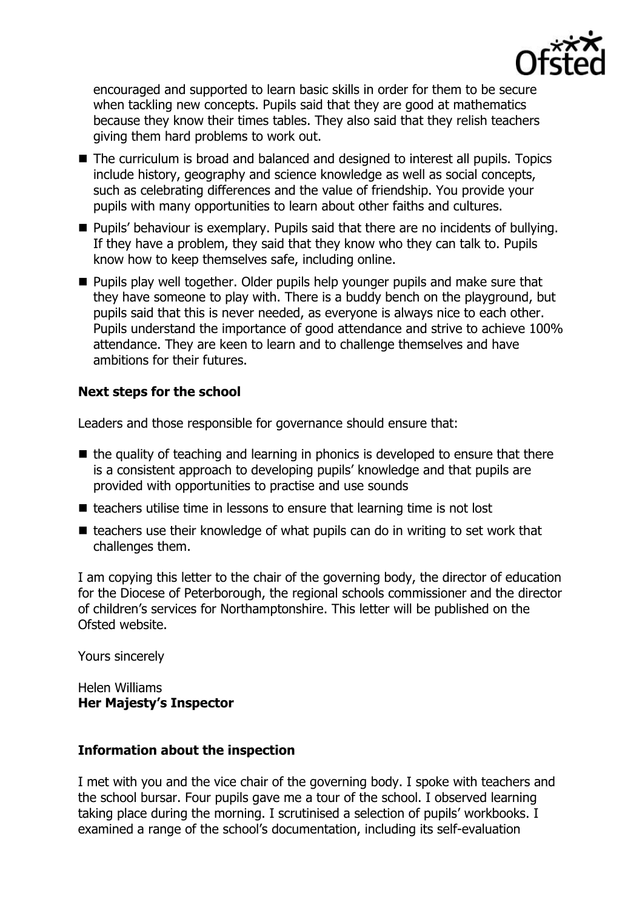encouraged and supported to learn basic skills in order for them to be secure when tackling new concepts. Pupils said that they are good at mathematics because they know their times tables. They also said that they relish teachers giving them hard problems to work out.

- The curriculum is broad and balanced and designed to interest all pupils. Topics include history, geography and science knowledge as well as social concepts, such as celebrating differences and the value of friendship. You provide your pupils with many opportunities to learn about other faiths and cultures.
- Pupils' behaviour is exemplary. Pupils said that there are no incidents of bullying. If they have a problem, they said that they know who they can talk to. Pupils know how to keep themselves safe, including online.
- Pupils play well together. Older pupils help younger pupils and make sure that they have someone to play with. There is a buddy bench on the playground, but pupils said that this is never needed, as everyone is always nice to each other. Pupils understand the importance of good attendance and strive to achieve 100% attendance. They are keen to learn and to challenge themselves and have ambitions for their futures.

### Next steps for the school

Leaders and those responsible for governance should ensure that:

- the quality of teaching and learning in phonics is developed to ensure that there is a consistent approach to developing pupils' knowledge and that pupils are provided with opportunities to practise and use sounds
- teachers utilise time in lessons to ensure that learning time is not lost
- teachers use their knowledge of what pupils can do in writing to set work that challenges them.

I am copying this letter to the chair of the governing body, the director of education for the Diocese of Peterborough, the regional schools commissioner and the director of children's services for Northamptonshire. This letter will be published on the Ofsted website.

Yours sincerely

Helen Williams
**Her Majesty's Inspector**

### Information about the inspection

I met with you and the vice chair of the governing body. I spoke with teachers and the school bursar. Four pupils gave me a tour of the school. I observed learning taking place during the morning. I scrutinised a selection of pupils' workbooks. I examined a range of the school's documentation, including its self-evaluation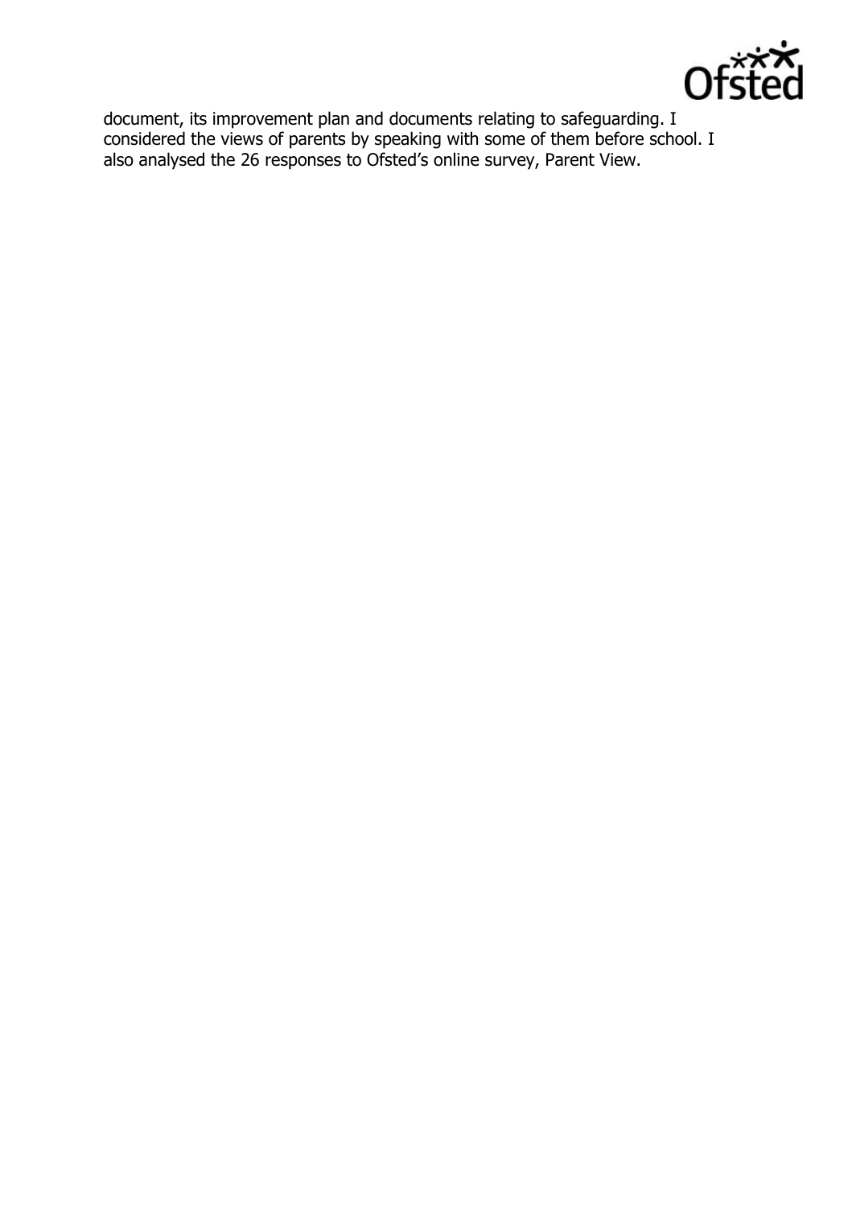document, its improvement plan and documents relating to safeguarding. I considered the views of parents by speaking with some of them before school. I also analysed the 26 responses to Ofsted's online survey, Parent View.